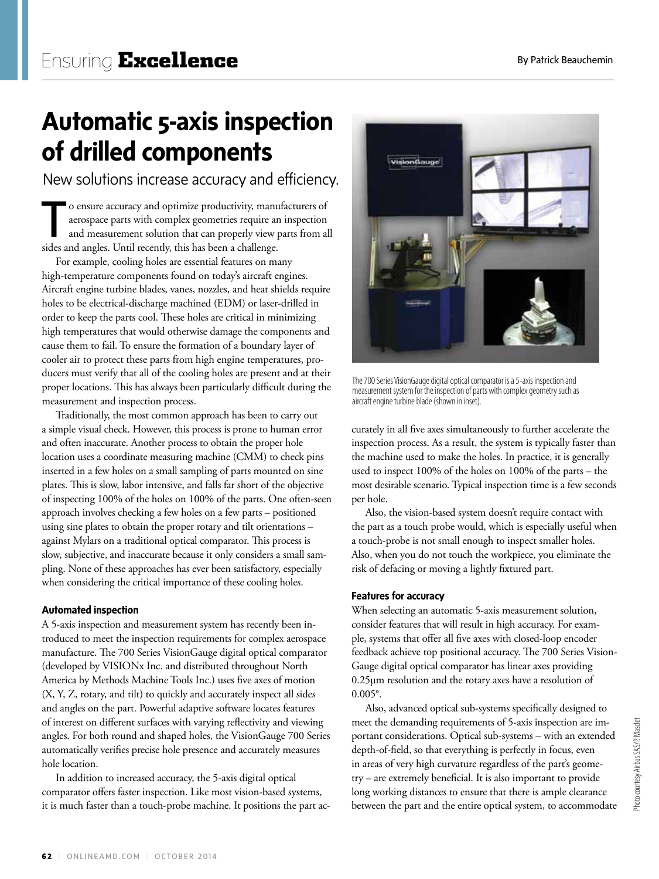Ensuring **Excellence**

By Patrick Beauchemin

# Automatic 5-axis inspection of drilled components

New solutions increase accuracy and efficiency.

To ensure accuracy and optimize productivity, manufacturers of aerospace parts with complex geometries require an inspection and measurement solution that can properly view parts from all sides and angles. Until recently, this has been a challenge.

For example, cooling holes are essential features on many high-temperature components found on today's aircraft engines. Aircraft engine turbine blades, vanes, nozzles, and heat shields require holes to be electrical-discharge machined (EDM) or laser-drilled in order to keep the parts cool. These holes are critical in minimizing high temperatures that would otherwise damage the components and cause them to fail. To ensure the formation of a boundary layer of cooler air to protect these parts from high engine temperatures, producers must verify that all of the cooling holes are present and at their proper locations. This has always been particularly difficult during the measurement and inspection process.

Traditionally, the most common approach has been to carry out a simple visual check. However, this process is prone to human error and often inaccurate. Another process to obtain the proper hole location uses a coordinate measuring machine (CMM) to check pins inserted in a few holes on a small sampling of parts mounted on sine plates. This is slow, labor intensive, and falls far short of the objective of inspecting 100% of the holes on 100% of the parts. One often-seen approach involves checking a few holes on a few parts – positioned using sine plates to obtain the proper rotary and tilt orientations – against Mylars on a traditional optical comparator. This process is slow, subjective, and inaccurate because it only considers a small sampling. None of these approaches has ever been satisfactory, especially when considering the critical importance of these cooling holes.

### Automated inspection

A 5-axis inspection and measurement system has recently been introduced to meet the inspection requirements for complex aerospace manufacture. The 700 Series VisionGauge digital optical comparator (developed by VISIONx Inc. and distributed throughout North America by Methods Machine Tools Inc.) uses five axes of motion (X, Y, Z, rotary, and tilt) to quickly and accurately inspect all sides and angles on the part. Powerful adaptive software locates features of interest on different surfaces with varying reflectivity and viewing angles. For both round and shaped holes, the VisionGauge 700 Series automatically verifies precise hole presence and accurately measures hole location.

In addition to increased accuracy, the 5-axis digital optical comparator offers faster inspection. Like most vision-based systems, it is much faster than a touch-probe machine. It positions the part accurately in all five axes simultaneously to further accelerate the inspection process. As a result, the system is typically faster than the machine used to make the holes. In practice, it is generally used to inspect 100% of the holes on 100% of the parts – the most desirable scenario. Typical inspection time is a few seconds per hole.

The 700 Series VisionGauge digital optical comparator is a 5-axis inspection and measurement system for the inspection of parts with complex geometry such as aircraft engine turbine blade (shown in inset).

Photo courtesy Airbus SAS/P. Masclet

Also, the vision-based system doesn't require contact with the part as a touch probe would, which is especially useful when a touch-probe is not small enough to inspect smaller holes. Also, when you do not touch the workpiece, you eliminate the risk of defacing or moving a lightly fixtured part.

### Features for accuracy

When selecting an automatic 5-axis measurement solution, consider features that will result in high accuracy. For example, systems that offer all five axes with closed-loop encoder feedback achieve top positional accuracy. The 700 Series VisionGauge digital optical comparator has linear axes providing 0.25µm resolution and the rotary axes have a resolution of 0.005°.

Also, advanced optical sub-systems specifically designed to meet the demanding requirements of 5-axis inspection are important considerations. Optical sub-systems – with an extended depth-of-field, so that everything is perfectly in focus, even in areas of very high curvature regardless of the part's geometry – are extremely beneficial. It is also important to provide long working distances to ensure that there is ample clearance between the part and the entire optical system, to accommodate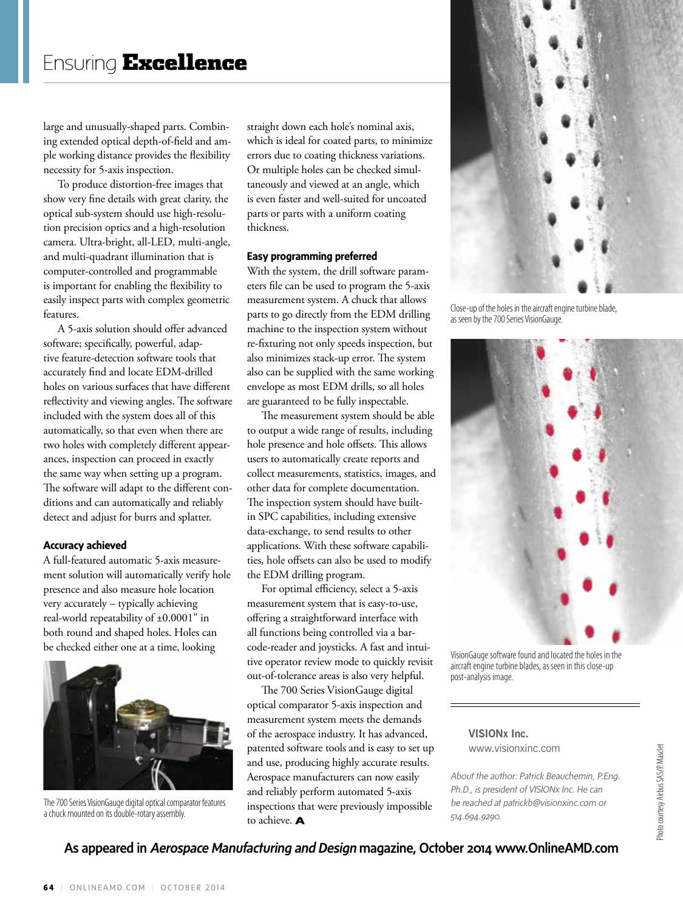large and unusually-shaped parts. Combining extended optical depth-of-field and ample working distance provides the flexibility necessity for 5-axis inspection.

To produce distortion-free images that show very fine details with great clarity, the optical sub-system should use high-resolution precision optics and a high-resolution camera. Ultra-bright, all-LED, multi-angle, and multi-quadrant illumination that is computer-controlled and programmable is important for enabling the flexibility to easily inspect parts with complex geometric features.

A 5-axis solution should offer advanced software; specifically, powerful, adaptive feature-detection software tools that accurately find and locate EDM-drilled holes on various surfaces that have different reflectivity and viewing angles. The software included with the system does all of this automatically, so that even when there are two holes with completely different appearances, inspection can proceed in exactly the same way when setting up a program. The software will adapt to the different conditions and can automatically and reliably detect and adjust for burrs and splatter.

### Accuracy achieved

A full-featured automatic 5-axis measurement solution will automatically verify hole presence and also measure hole location very accurately – typically achieving real-world repeatability of ±0.0001" in both round and shaped holes. Holes can be checked either one at a time, looking straight down each hole's nominal axis, which is ideal for coated parts, to minimize errors due to coating thickness variations. Or multiple holes can be checked simultaneously and viewed at an angle, which is even faster and well-suited for uncoated parts or parts with a uniform coating thickness.

The 700 Series VisionGauge digital optical comparator features a chuck mounted on its double-rotary assembly.

### Easy programming preferred

With the system, the drill software parameters file can be used to program the 5-axis measurement system. A chuck that allows parts to go directly from the EDM drilling machine to the inspection system without re-fixturing not only speeds inspection, but also minimizes stack-up error. The system also can be supplied with the same working envelope as most EDM drills, so all holes are guaranteed to be fully inspectable.

The measurement system should be able to output a wide range of results, including hole presence and hole offsets. This allows users to automatically create reports and collect measurements, statistics, images, and other data for complete documentation. The inspection system should have built-in SPC capabilities, including extensive data-exchange, to send results to other applications. With these software capabilities, hole offsets can also be used to modify the EDM drilling program.

For optimal efficiency, select a 5-axis measurement system that is easy-to-use, offering a straightforward interface with all functions being controlled via a barcode-reader and joysticks. A fast and intuitive operator review mode to quickly revisit out-of-tolerance areas is also very helpful.

The 700 Series VisionGauge digital optical comparator 5-axis inspection and measurement system meets the demands of the aerospace industry. It has advanced, patented software tools and is easy to set up and use, producing highly accurate results. Aerospace manufacturers can now easily and reliably perform automated 5-axis inspections that were previously impossible to achieve.

Close-up of the holes in the aircraft engine turbine blade, as seen by the 700 Series VisionGauge.

VisionGauge software found and located the holes in the aircraft engine turbine blades, as seen in this close-up post-analysis image.

Photo courtesy Airbus SAS/P. Masclet

**VISIONx Inc.**
www.visionxinc.com

*About the author: Patrick Beauchemin, P.Eng. Ph.D., is president of VISIONx Inc. He can be reached at patrickb@visionxinc.com or 514.694.9290.*

**As appeared in *Aerospace Manufacturing and Design* magazine, October 2014 www.OnlineAMD.com**